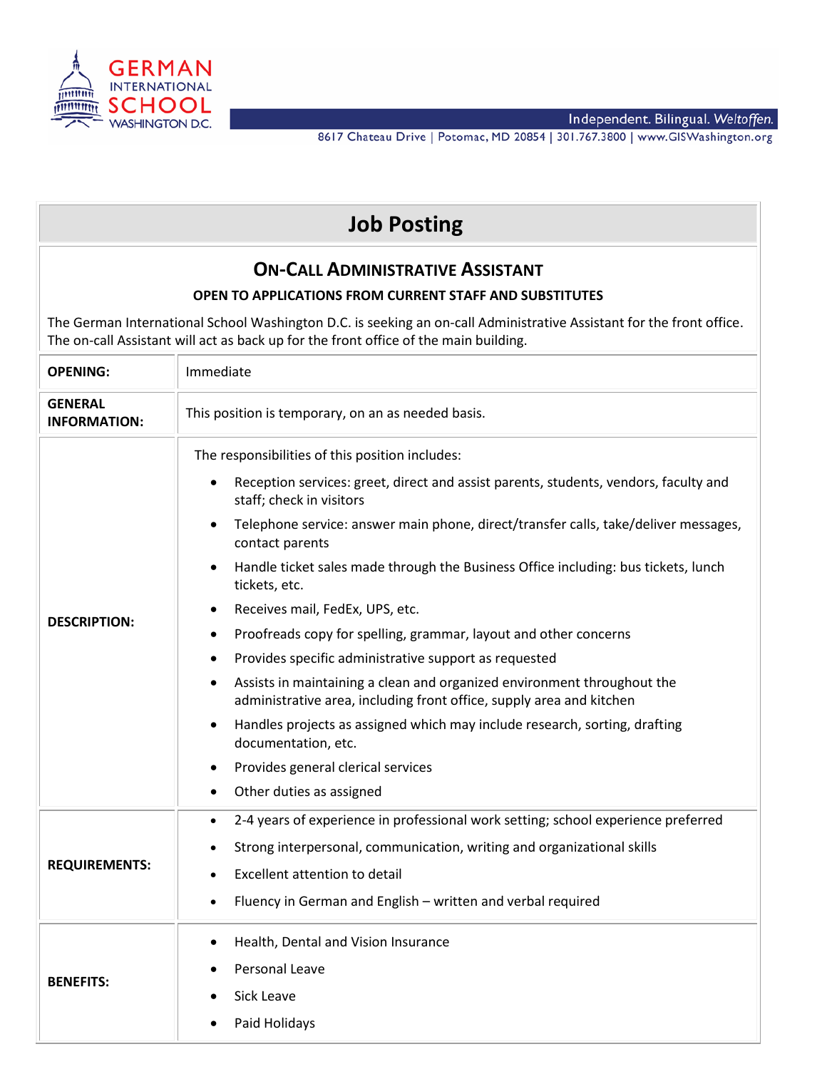GERMAN INTERNATIONAL SCHOOL WASHINGTON D.C.

Independent. Bilingual. *Weltoffen.*

8617 Chateau Drive | Potomac, MD 20854 | 301.767.3800 | www.GISWashington.org

# Job Posting

## On-Call Administrative Assistant

**OPEN TO APPLICATIONS FROM CURRENT STAFF AND SUBSTITUTES**

The German International School Washington D.C. is seeking an on-call Administrative Assistant for the front office. The on-call Assistant will act as back up for the front office of the main building.

| | |
|---|---|
| **OPENING:** | Immediate |
| **GENERAL INFORMATION:** | This position is temporary, on an as needed basis. |
| **DESCRIPTION:** | The responsibilities of this position includes:<br>• Reception services: greet, direct and assist parents, students, vendors, faculty and staff; check in visitors<br>• Telephone service: answer main phone, direct/transfer calls, take/deliver messages, contact parents<br>• Handle ticket sales made through the Business Office including: bus tickets, lunch tickets, etc.<br>• Receives mail, FedEx, UPS, etc.<br>• Proofreads copy for spelling, grammar, layout and other concerns<br>• Provides specific administrative support as requested<br>• Assists in maintaining a clean and organized environment throughout the administrative area, including front office, supply area and kitchen<br>• Handles projects as assigned which may include research, sorting, drafting documentation, etc.<br>• Provides general clerical services<br>• Other duties as assigned |
| **REQUIREMENTS:** | • 2-4 years of experience in professional work setting; school experience preferred<br>• Strong interpersonal, communication, writing and organizational skills<br>• Excellent attention to detail<br>• Fluency in German and English – written and verbal required |
| **BENEFITS:** | • Health, Dental and Vision Insurance<br>• Personal Leave<br>• Sick Leave<br>• Paid Holidays |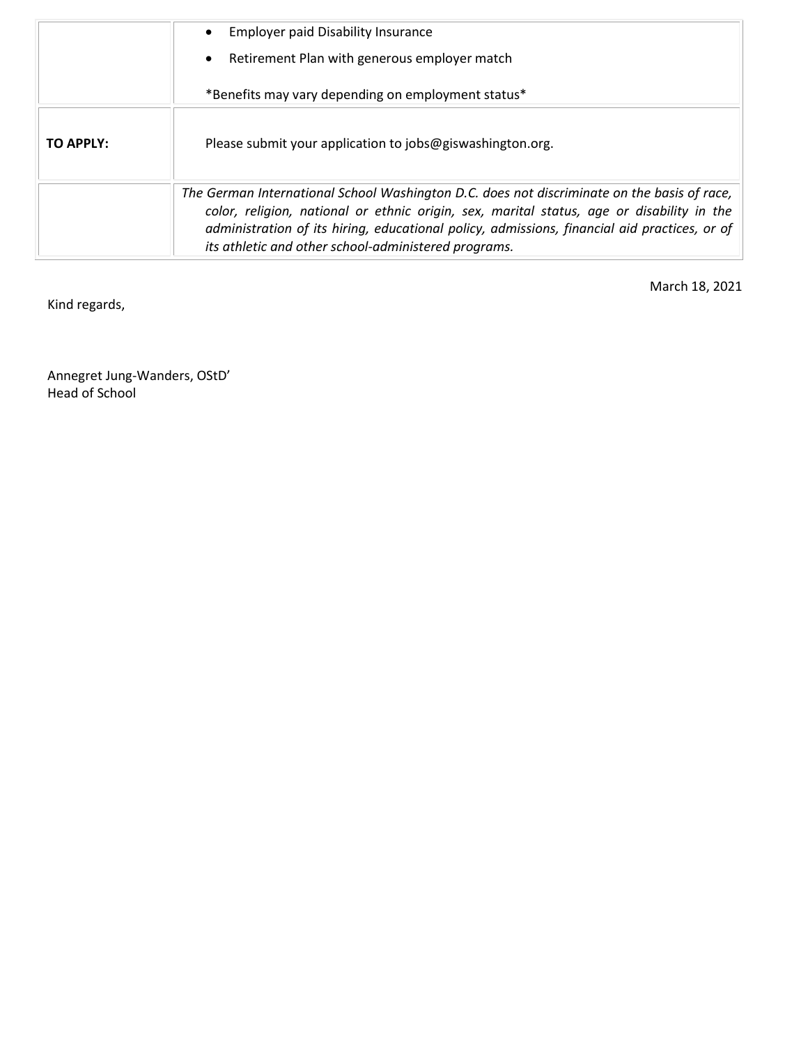| | |
|---|---|
| | • Employer paid Disability Insurance<br>• Retirement Plan with generous employer match<br><br>*Benefits may vary depending on employment status* |
| **TO APPLY:** | Please submit your application to jobs@giswashington.org. |
| | *The German International School Washington D.C. does not discriminate on the basis of race, color, religion, national or ethnic origin, sex, marital status, age or disability in the administration of its hiring, educational policy, admissions, financial aid practices, or of its athletic and other school-administered programs.* |

March 18, 2021

Kind regards,

Annegret Jung-Wanders, OStD'
Head of School